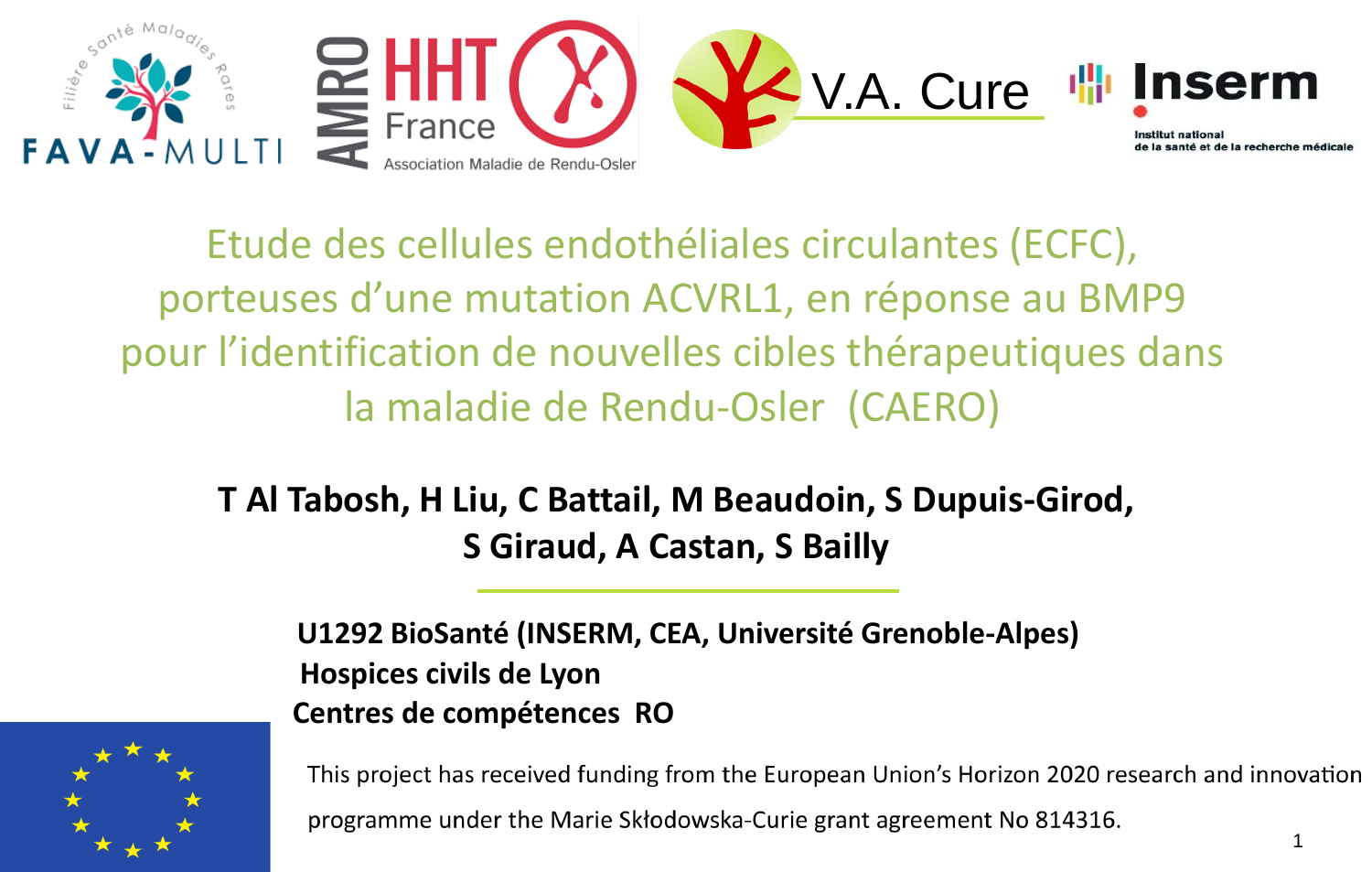# Etude des cellules endothéliales circulantes (ECFC), porteuses d'une mutation ACVRL1, en réponse au BMP9 pour l'identification de nouvelles cibles thérapeutiques dans la maladie de Rendu-Osler (CAERO)

**T Al Tabosh, H Liu, C Battail, M Beaudoin, S Dupuis-Girod, S Giraud, A Castan, S Bailly**

**U1292 BioSanté (INSERM, CEA, Université Grenoble-Alpes)**
**Hospices civils de Lyon**
**Centres de compétences RO**

This project has received funding from the European Union's Horizon 2020 research and innovation programme under the Marie Skłodowska-Curie grant agreement No 814316.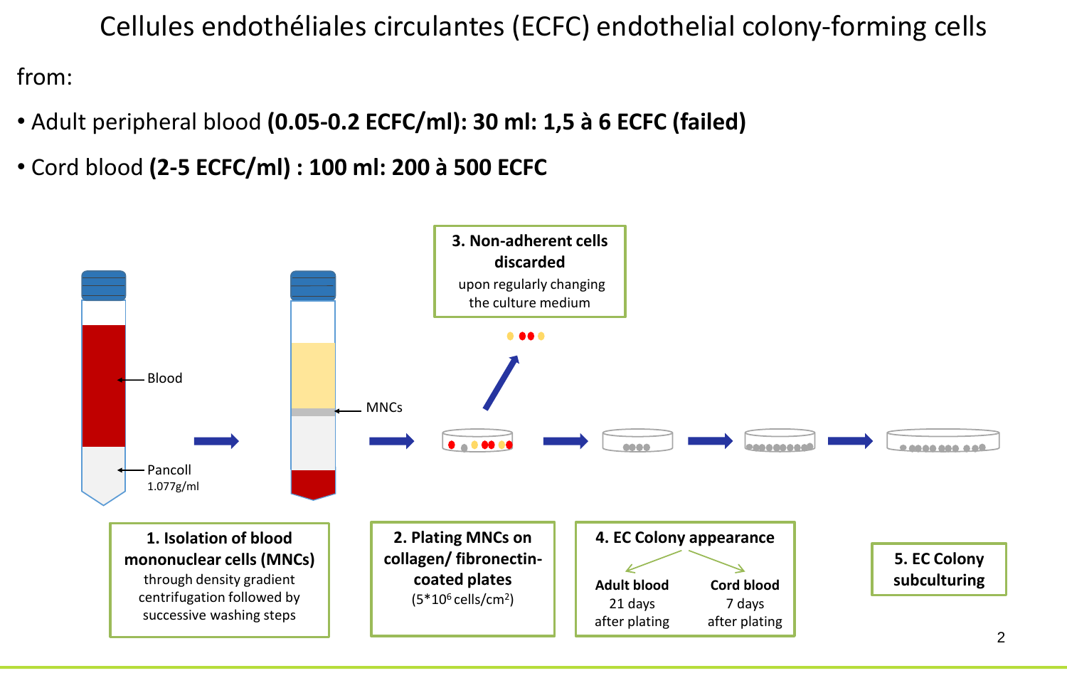# Cellules endothéliales circulantes (ECFC) endothelial colony-forming cells

from:

- Adult peripheral blood **(0.05-0.2 ECFC/ml): 30 ml: 1,5 à 6 ECFC (failed)**
- Cord blood **(2-5 ECFC/ml) : 100 ml: 200 à 500 ECFC**

Blood

Pancoll
1.077g/ml

MNCs

**3. Non-adherent cells discarded**
upon regularly changing the culture medium

**1. Isolation of blood mononuclear cells (MNCs)**
through density gradient centrifugation followed by successive washing steps

**2. Plating MNCs on collagen/ fibronectin-coated plates**
($5*10^6$ cells/cm$^2$)

**4. EC Colony appearance**

- **Adult blood**: 21 days after plating
- **Cord blood**: 7 days after plating

**5. EC Colony subculturing**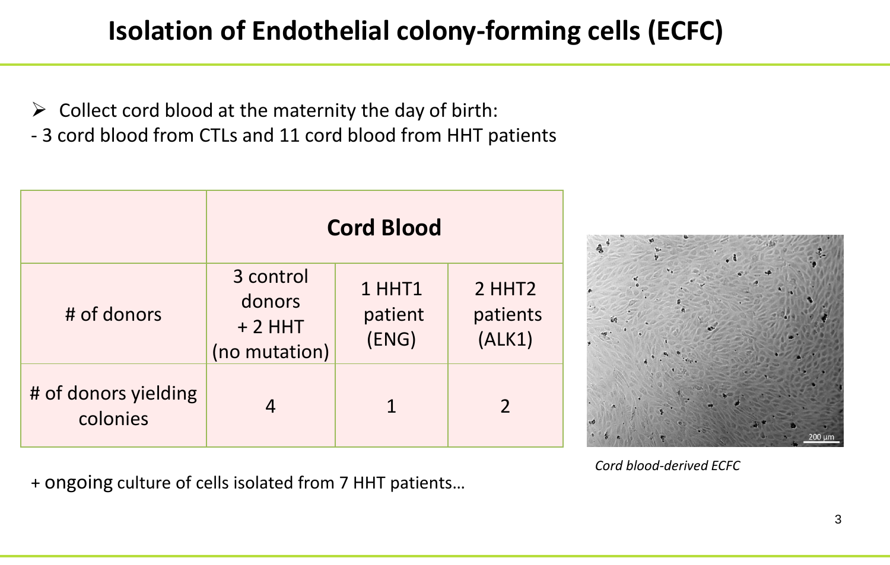# Isolation of Endothelial colony-forming cells (ECFC)

- Collect cord blood at the maternity the day of birth:

- 3 cord blood from CTLs and 11 cord blood from HHT patients

| | Cord Blood | | |
|---|---|---|---|
| # of donors | 3 control donors + 2 HHT (no mutation) | 1 HHT1 patient (ENG) | 2 HHT2 patients (ALK1) |
| # of donors yielding colonies | 4 | 1 | 2 |

+ ongoing culture of cells isolated from 7 HHT patients…

*Cord blood-derived ECFC*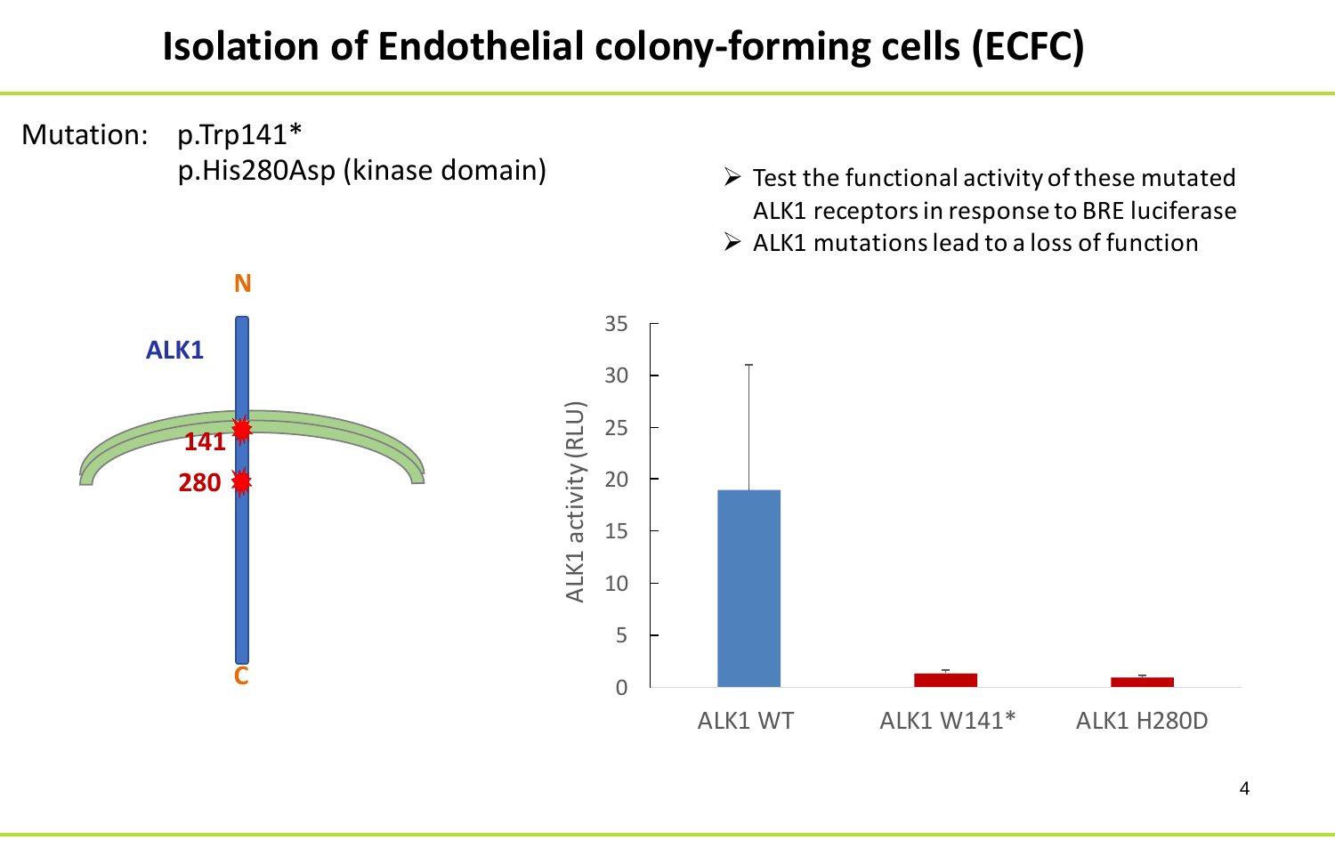# Isolation of Endothelial colony-forming cells (ECFC)

Mutation: p.Trp141*
p.His280Asp (kinase domain)

- Test the functional activity of these mutated ALK1 receptors in response to BRE luciferase
- ALK1 mutations lead to a loss of function

N

ALK1

141

280

C

ALK1 activity (RLU)

35
30
25
20
15
10
5
0

ALK1 WT | ALK1 W141* | ALK1 H280D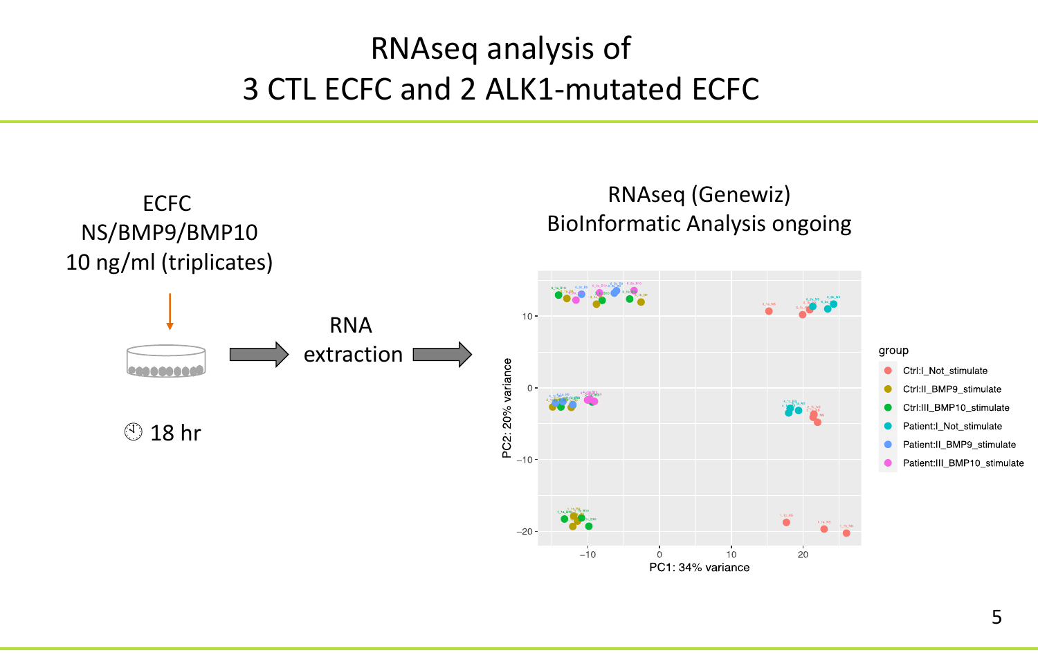# RNAseq analysis of 3 CTL ECFC and 2 ALK1-mutated ECFC

ECFC
NS/BMP9/BMP10
10 ng/ml (triplicates)

18 hr

RNA extraction

RNAseq (Genewiz)
BioInformatic Analysis ongoing

PC1: 34% variance

PC2: 20% variance

group

- Ctrl:I_Not_stimulate
- Ctrl:II_BMP9_stimulate
- Ctrl:III_BMP10_stimulate
- Patient:I_Not_stimulate
- Patient:II_BMP9_stimulate
- Patient:III_BMP10_stimulate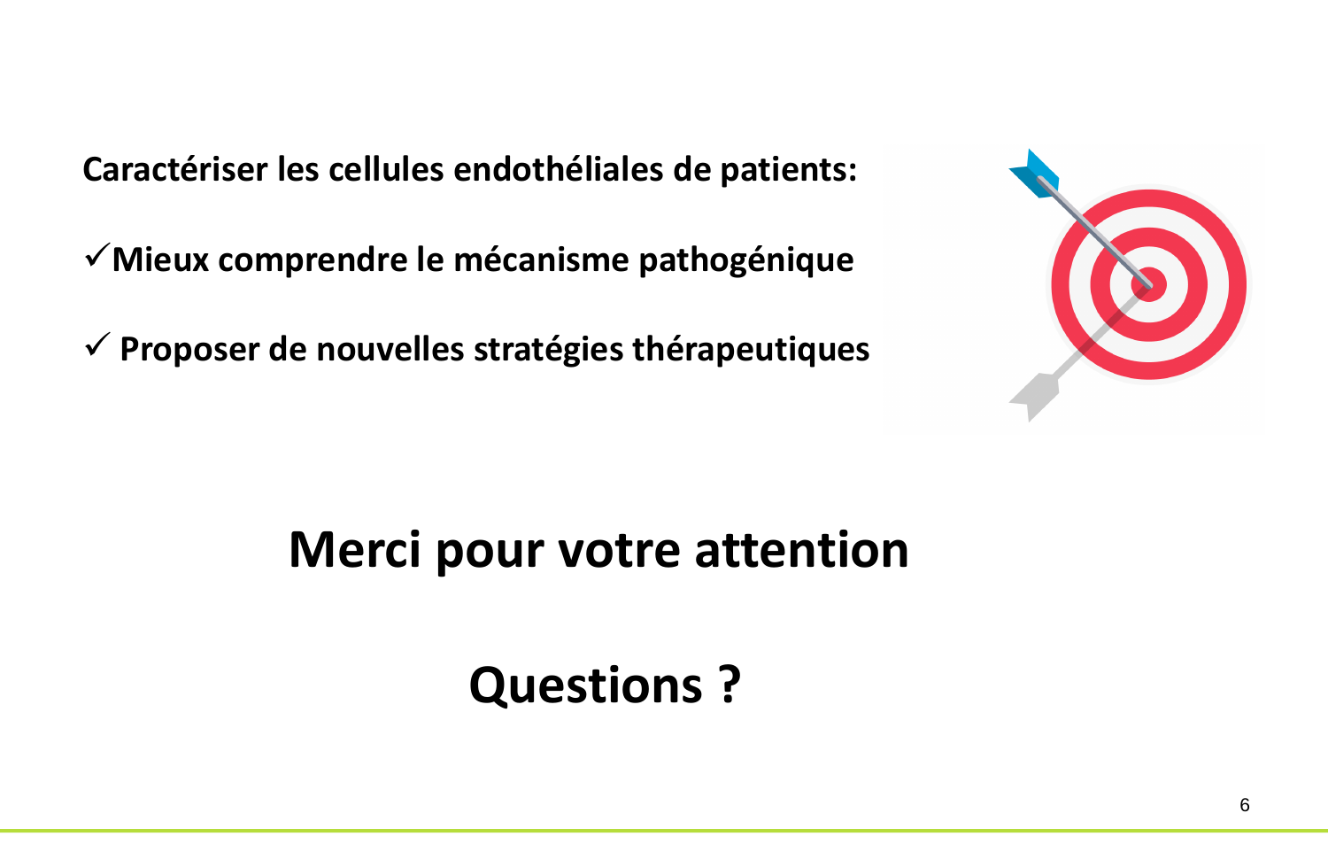**Caractériser les cellules endothéliales de patients:**

- ✓ **Mieux comprendre le mécanisme pathogénique**
- ✓ **Proposer de nouvelles stratégies thérapeutiques**

# Merci pour votre attention

# Questions ?